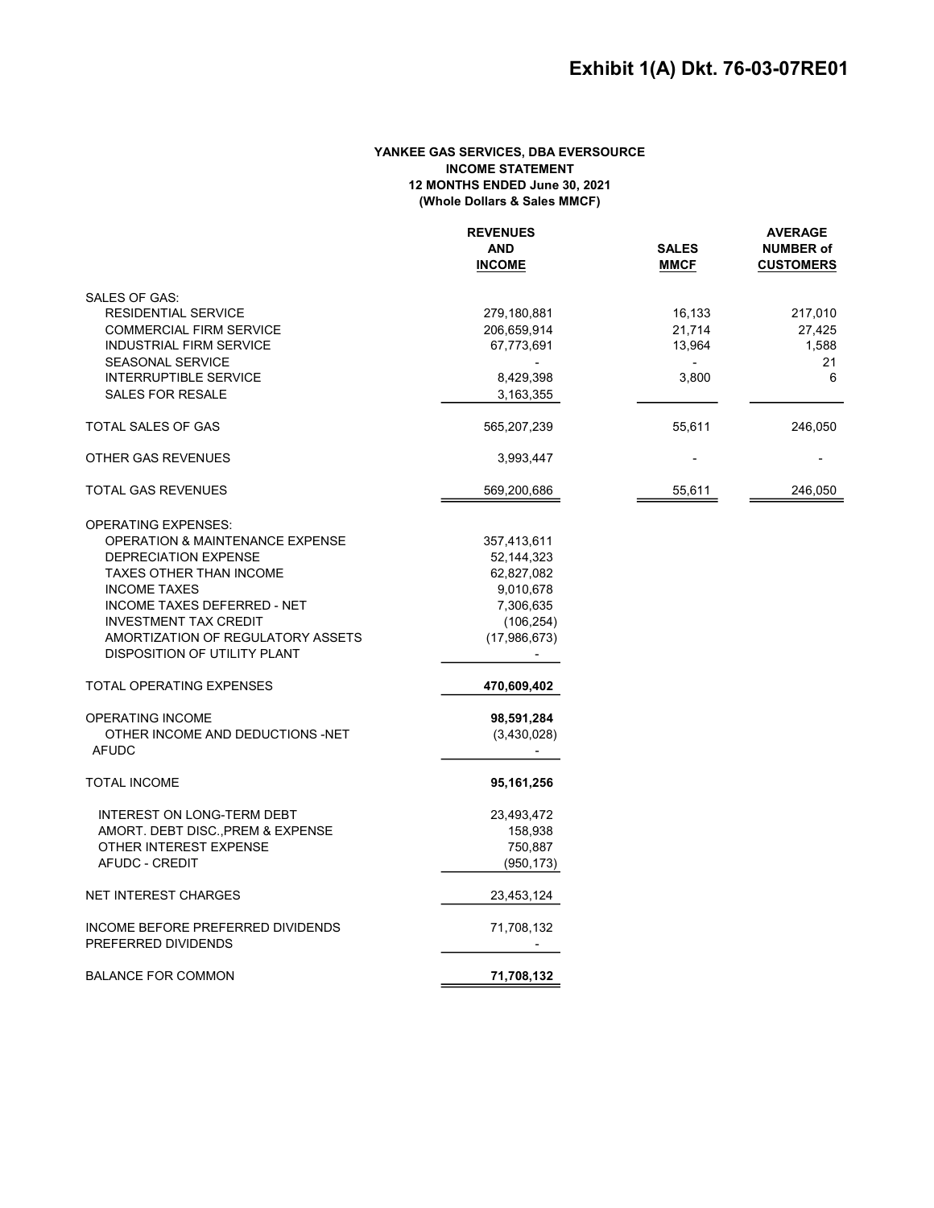# Exhibit 1(A) Dkt. 76-03-07RE01

**YANKEE GAS SERVICES, DBA EVERSOURCE**
**INCOME STATEMENT**
**12 MONTHS ENDED June 30, 2021**
**(Whole Dollars & Sales MMCF)**

| | REVENUES AND INCOME | SALES MMCF | AVERAGE NUMBER of CUSTOMERS |
|---|---|---|---|
| SALES OF GAS: | | | |
| RESIDENTIAL SERVICE | 279,180,881 | 16,133 | 217,010 |
| COMMERCIAL FIRM SERVICE | 206,659,914 | 21,714 | 27,425 |
| INDUSTRIAL FIRM SERVICE | 67,773,691 | 13,964 | 1,588 |
| SEASONAL SERVICE | - | - | 21 |
| INTERRUPTIBLE SERVICE | 8,429,398 | 3,800 | 6 |
| SALES FOR RESALE | 3,163,355 | | |
| TOTAL SALES OF GAS | 565,207,239 | 55,611 | 246,050 |
| OTHER GAS REVENUES | 3,993,447 | - | - |
| TOTAL GAS REVENUES | 569,200,686 | 55,611 | 246,050 |
| OPERATING EXPENSES: | | | |
| OPERATION & MAINTENANCE EXPENSE | 357,413,611 | | |
| DEPRECIATION EXPENSE | 52,144,323 | | |
| TAXES OTHER THAN INCOME | 62,827,082 | | |
| INCOME TAXES | 9,010,678 | | |
| INCOME TAXES DEFERRED - NET | 7,306,635 | | |
| INVESTMENT TAX CREDIT | (106,254) | | |
| AMORTIZATION OF REGULATORY ASSETS | (17,986,673) | | |
| DISPOSITION OF UTILITY PLANT | - | | |
| TOTAL OPERATING EXPENSES | **470,609,402** | | |
| OPERATING INCOME | **98,591,284** | | |
| OTHER INCOME AND DEDUCTIONS -NET | (3,430,028) | | |
| AFUDC | - | | |
| TOTAL INCOME | **95,161,256** | | |
| INTEREST ON LONG-TERM DEBT | 23,493,472 | | |
| AMORT. DEBT DISC.,PREM & EXPENSE | 158,938 | | |
| OTHER INTEREST EXPENSE | 750,887 | | |
| AFUDC - CREDIT | (950,173) | | |
| NET INTEREST CHARGES | 23,453,124 | | |
| INCOME BEFORE PREFERRED DIVIDENDS | 71,708,132 | | |
| PREFERRED DIVIDENDS | - | | |
| BALANCE FOR COMMON | **71,708,132** | | |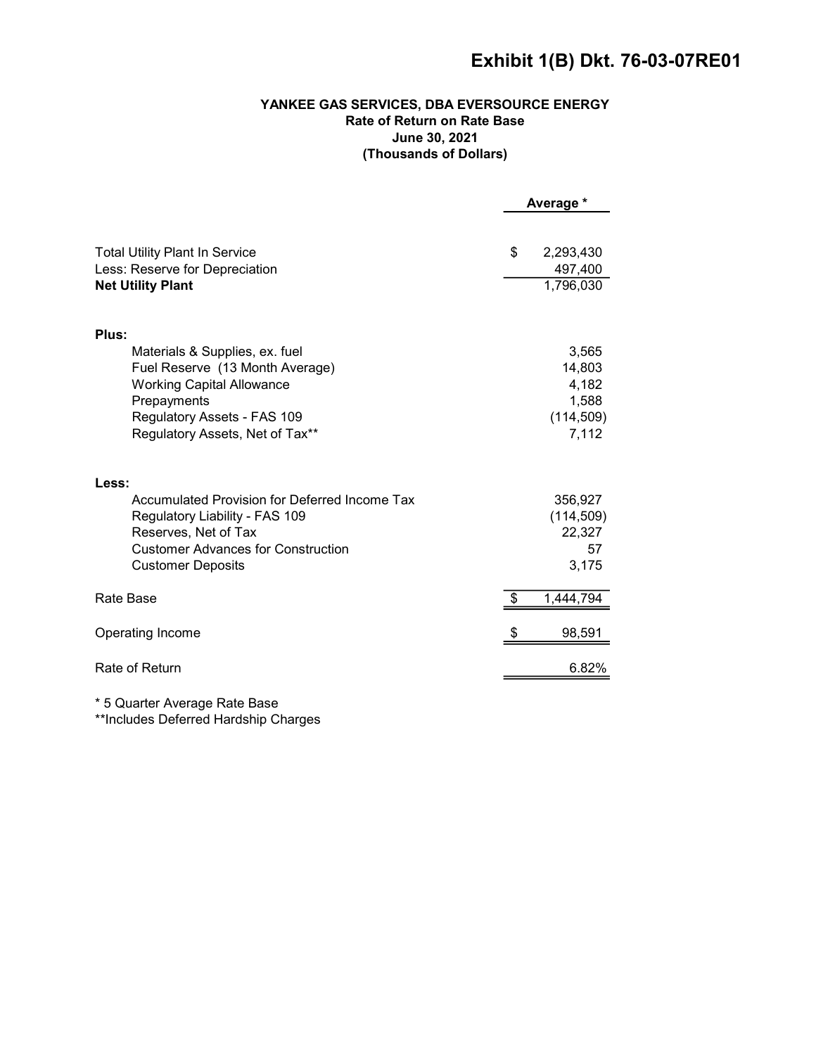# Exhibit 1(B) Dkt. 76-03-07RE01

**YANKEE GAS SERVICES, DBA EVERSOURCE ENERGY**
**Rate of Return on Rate Base**
**June 30, 2021**
**(Thousands of Dollars)**

| | Average * |
|---|---|
| Total Utility Plant In Service | $ 2,293,430 |
| Less: Reserve for Depreciation | 497,400 |
| **Net Utility Plant** | 1,796,030 |
| **Plus:** | |
| Materials & Supplies, ex. fuel | 3,565 |
| Fuel Reserve (13 Month Average) | 14,803 |
| Working Capital Allowance | 4,182 |
| Prepayments | 1,588 |
| Regulatory Assets - FAS 109 | (114,509) |
| Regulatory Assets, Net of Tax** | 7,112 |
| **Less:** | |
| Accumulated Provision for Deferred Income Tax | 356,927 |
| Regulatory Liability - FAS 109 | (114,509) |
| Reserves, Net of Tax | 22,327 |
| Customer Advances for Construction | 57 |
| Customer Deposits | 3,175 |
| Rate Base | $ 1,444,794 |
| Operating Income | $ 98,591 |
| Rate of Return | 6.82% |

\* 5 Quarter Average Rate Base
**Includes Deferred Hardship Charges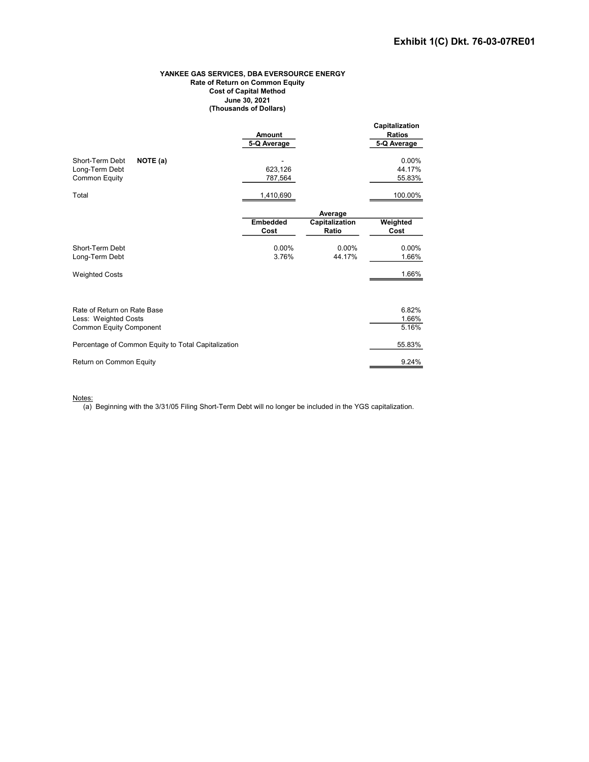**Exhibit 1(C) Dkt. 76-03-07RE01**

**YANKEE GAS SERVICES, DBA EVERSOURCE ENERGY**
**Rate of Return on Common Equity**
**Cost of Capital Method**
**June 30, 2021**
**(Thousands of Dollars)**

| | Amount 5-Q Average | Capitalization Ratios 5-Q Average |
|---|---|---|
| Short-Term Debt **NOTE (a)** | - | 0.00% |
| Long-Term Debt | 623,126 | 44.17% |
| Common Equity | 787,564 | 55.83% |
| Total | 1,410,690 | 100.00% |

| | Embedded Cost | Average Capitalization Ratio | Weighted Cost |
|---|---|---|---|
| Short-Term Debt | 0.00% | 0.00% | 0.00% |
| Long-Term Debt | 3.76% | 44.17% | 1.66% |
| Weighted Costs | | | 1.66% |

| | |
|---|---|
| Rate of Return on Rate Base | 6.82% |
| Less: Weighted Costs | 1.66% |
| Common Equity Component | 5.16% |
| Percentage of Common Equity to Total Capitalization | 55.83% |
| Return on Common Equity | 9.24% |

Notes:
(a) Beginning with the 3/31/05 Filing Short-Term Debt will no longer be included in the YGS capitalization.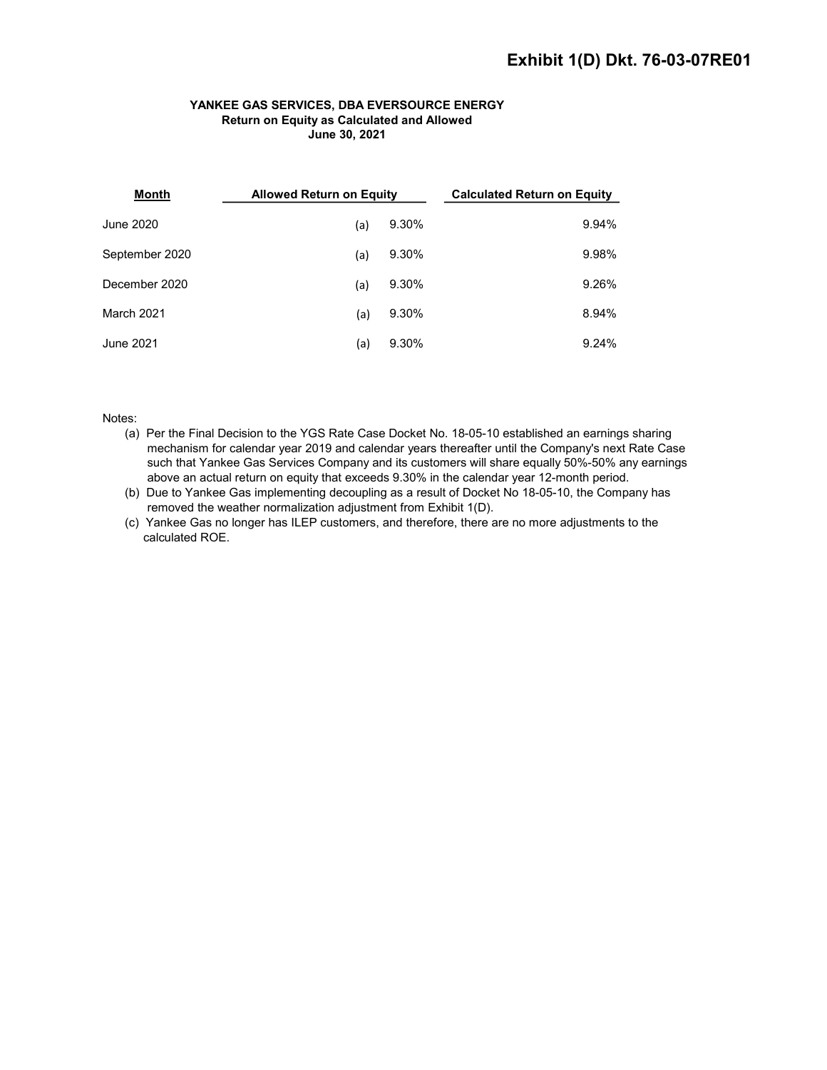# Exhibit 1(D) Dkt. 76-03-07RE01

**YANKEE GAS SERVICES, DBA EVERSOURCE ENERGY**
**Return on Equity as Calculated and Allowed**
**June 30, 2021**

| Month | Allowed Return on Equity | | Calculated Return on Equity |
|---|---|---|---|
| June 2020 | (a) | 9.30% | 9.94% |
| September 2020 | (a) | 9.30% | 9.98% |
| December 2020 | (a) | 9.30% | 9.26% |
| March 2021 | (a) | 9.30% | 8.94% |
| June 2021 | (a) | 9.30% | 9.24% |

Notes:

(a) Per the Final Decision to the YGS Rate Case Docket No. 18-05-10 established an earnings sharing mechanism for calendar year 2019 and calendar years thereafter until the Company's next Rate Case such that Yankee Gas Services Company and its customers will share equally 50%-50% any earnings above an actual return on equity that exceeds 9.30% in the calendar year 12-month period.

(b) Due to Yankee Gas implementing decoupling as a result of Docket No 18-05-10, the Company has removed the weather normalization adjustment from Exhibit 1(D).

(c) Yankee Gas no longer has ILEP customers, and therefore, there are no more adjustments to the calculated ROE.